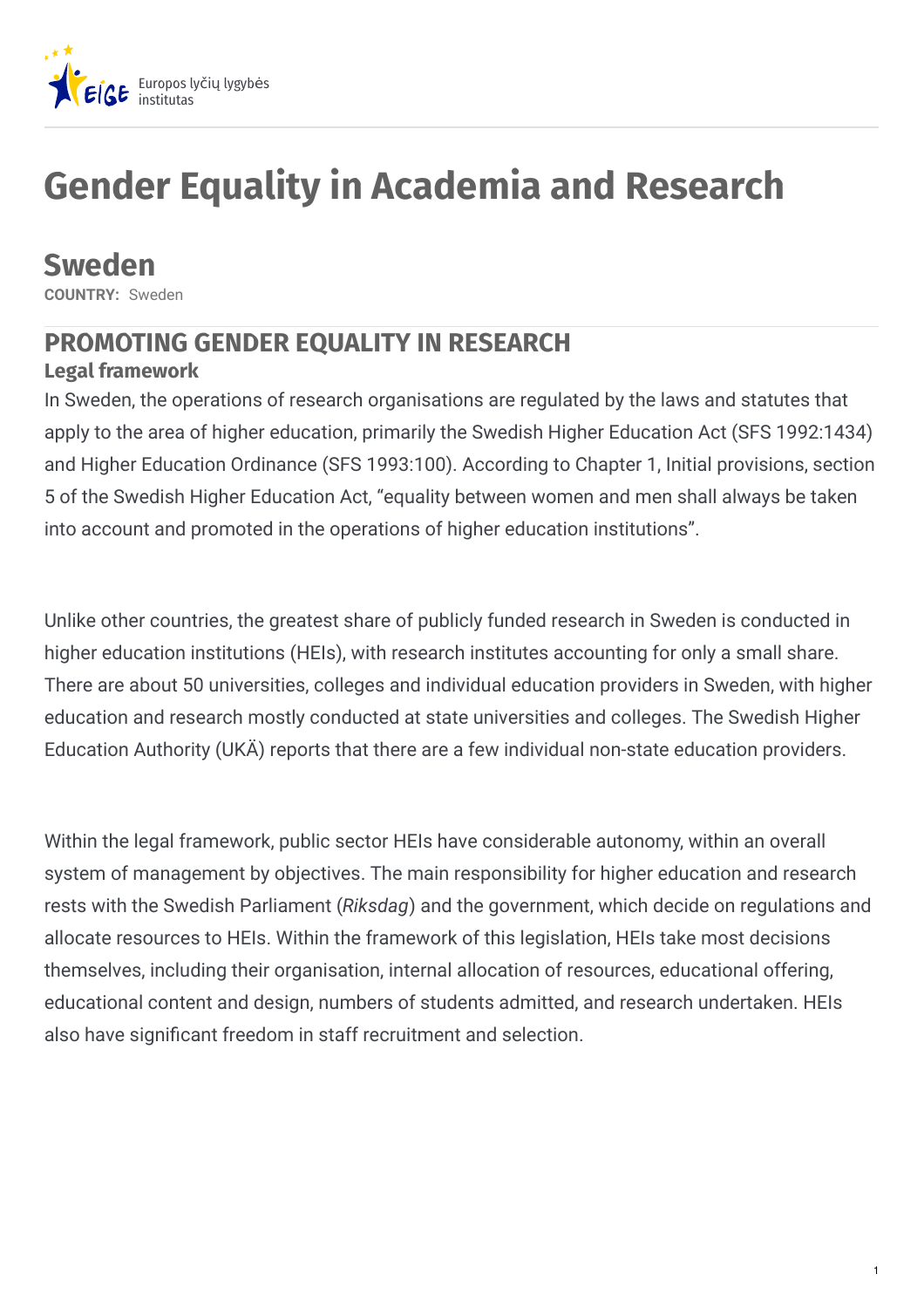# Gender Equality in Academia and Research

## Sweden

**COUNTRY:** Sweden

## PROMOTING GENDER EQUALITY IN RESEARCH

### Legal framework

In Sweden, the operations of research organisations are regulated by the laws and statutes that apply to the area of higher education, primarily the Swedish Higher Education Act (SFS 1992:1434) and Higher Education Ordinance (SFS 1993:100). According to Chapter 1, Initial provisions, section 5 of the Swedish Higher Education Act, "equality between women and men shall always be taken into account and promoted in the operations of higher education institutions".

Unlike other countries, the greatest share of publicly funded research in Sweden is conducted in higher education institutions (HEIs), with research institutes accounting for only a small share. There are about 50 universities, colleges and individual education providers in Sweden, with higher education and research mostly conducted at state universities and colleges. The Swedish Higher Education Authority (UKÄ) reports that there are a few individual non-state education providers.

Within the legal framework, public sector HEIs have considerable autonomy, within an overall system of management by objectives. The main responsibility for higher education and research rests with the Swedish Parliament (*Riksdag*) and the government, which decide on regulations and allocate resources to HEIs. Within the framework of this legislation, HEIs take most decisions themselves, including their organisation, internal allocation of resources, educational offering, educational content and design, numbers of students admitted, and research undertaken. HEIs also have significant freedom in staff recruitment and selection.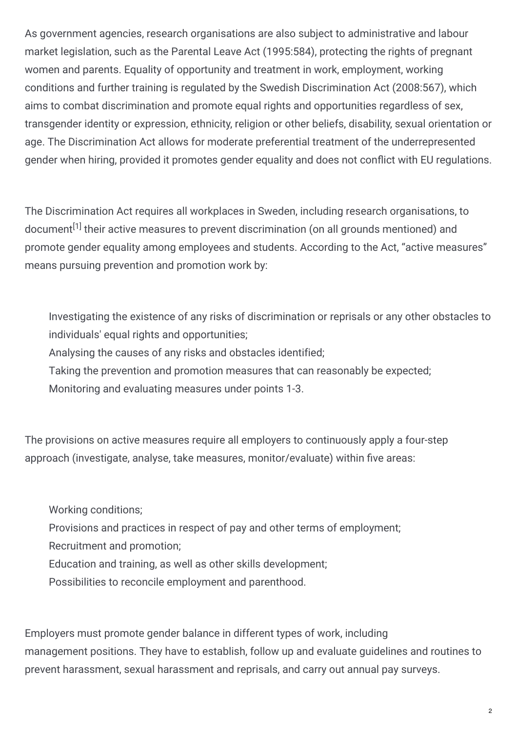As government agencies, research organisations are also subject to administrative and labour market legislation, such as the Parental Leave Act (1995:584), protecting the rights of pregnant women and parents. Equality of opportunity and treatment in work, employment, working conditions and further training is regulated by the Swedish Discrimination Act (2008:567), which aims to combat discrimination and promote equal rights and opportunities regardless of sex, transgender identity or expression, ethnicity, religion or other beliefs, disability, sexual orientation or age. The Discrimination Act allows for moderate preferential treatment of the underrepresented gender when hiring, provided it promotes gender equality and does not conflict with EU regulations.

The Discrimination Act requires all workplaces in Sweden, including research organisations, to document[1] their active measures to prevent discrimination (on all grounds mentioned) and promote gender equality among employees and students. According to the Act, "active measures" means pursuing prevention and promotion work by:

1. Investigating the existence of any risks of discrimination or reprisals or any other obstacles to individuals' equal rights and opportunities;
2. Analysing the causes of any risks and obstacles identified;
3. Taking the prevention and promotion measures that can reasonably be expected;
4. Monitoring and evaluating measures under points 1-3.

The provisions on active measures require all employers to continuously apply a four-step approach (investigate, analyse, take measures, monitor/evaluate) within five areas:

- Working conditions;
- Provisions and practices in respect of pay and other terms of employment;
- Recruitment and promotion;
- Education and training, as well as other skills development;
- Possibilities to reconcile employment and parenthood.

Employers must promote gender balance in different types of work, including management positions. They have to establish, follow up and evaluate guidelines and routines to prevent harassment, sexual harassment and reprisals, and carry out annual pay surveys.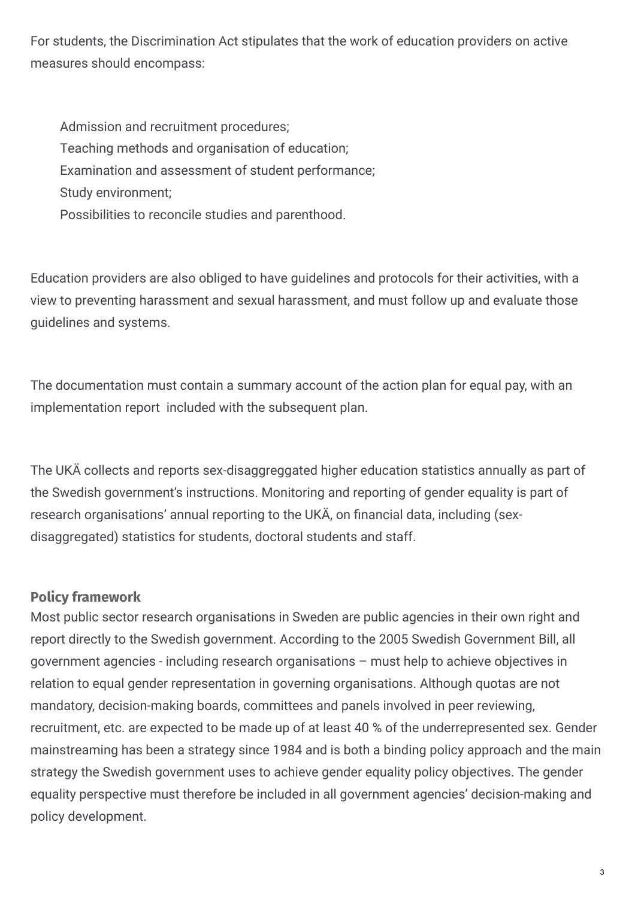For students, the Discrimination Act stipulates that the work of education providers on active measures should encompass:

- Admission and recruitment procedures;
- Teaching methods and organisation of education;
- Examination and assessment of student performance;
- Study environment;
- Possibilities to reconcile studies and parenthood.

Education providers are also obliged to have guidelines and protocols for their activities, with a view to preventing harassment and sexual harassment, and must follow up and evaluate those guidelines and systems.

The documentation must contain a summary account of the action plan for equal pay, with an implementation report included with the subsequent plan.

The UKÄ collects and reports sex-disaggreggated higher education statistics annually as part of the Swedish government's instructions. Monitoring and reporting of gender equality is part of research organisations' annual reporting to the UKÄ, on financial data, including (sex-disaggregated) statistics for students, doctoral students and staff.

**Policy framework**

Most public sector research organisations in Sweden are public agencies in their own right and report directly to the Swedish government. According to the 2005 Swedish Government Bill, all government agencies - including research organisations – must help to achieve objectives in relation to equal gender representation in governing organisations. Although quotas are not mandatory, decision-making boards, committees and panels involved in peer reviewing, recruitment, etc. are expected to be made up of at least 40 % of the underrepresented sex. Gender mainstreaming has been a strategy since 1984 and is both a binding policy approach and the main strategy the Swedish government uses to achieve gender equality policy objectives. The gender equality perspective must therefore be included in all government agencies' decision-making and policy development.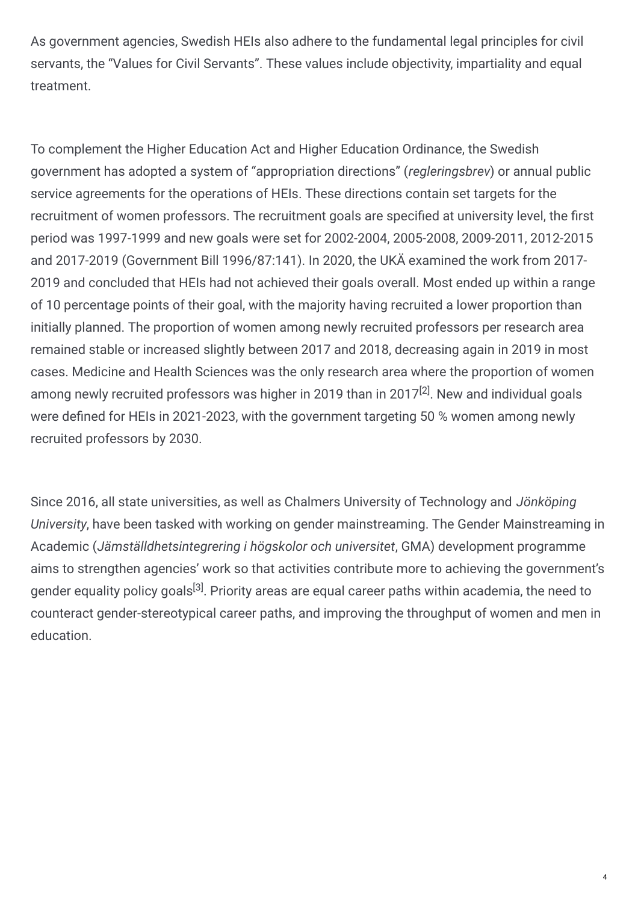As government agencies, Swedish HEIs also adhere to the fundamental legal principles for civil servants, the "Values for Civil Servants". These values include objectivity, impartiality and equal treatment.

To complement the Higher Education Act and Higher Education Ordinance, the Swedish government has adopted a system of "appropriation directions" (*regleringsbrev*) or annual public service agreements for the operations of HEIs. These directions contain set targets for the recruitment of women professors. The recruitment goals are specified at university level, the first period was 1997-1999 and new goals were set for 2002-2004, 2005-2008, 2009-2011, 2012-2015 and 2017-2019 (Government Bill 1996/87:141). In 2020, the UKÄ examined the work from 2017-2019 and concluded that HEIs had not achieved their goals overall. Most ended up within a range of 10 percentage points of their goal, with the majority having recruited a lower proportion than initially planned. The proportion of women among newly recruited professors per research area remained stable or increased slightly between 2017 and 2018, decreasing again in 2019 in most cases. Medicine and Health Sciences was the only research area where the proportion of women among newly recruited professors was higher in 2019 than in 2017[2]. New and individual goals were defined for HEIs in 2021-2023, with the government targeting 50 % women among newly recruited professors by 2030.

Since 2016, all state universities, as well as Chalmers University of Technology and *Jönköping University*, have been tasked with working on gender mainstreaming. The Gender Mainstreaming in Academic (*Jämställdhetsintegrering i högskolor och universitet*, GMA) development programme aims to strengthen agencies' work so that activities contribute more to achieving the government's gender equality policy goals[3]. Priority areas are equal career paths within academia, the need to counteract gender-stereotypical career paths, and improving the throughput of women and men in education.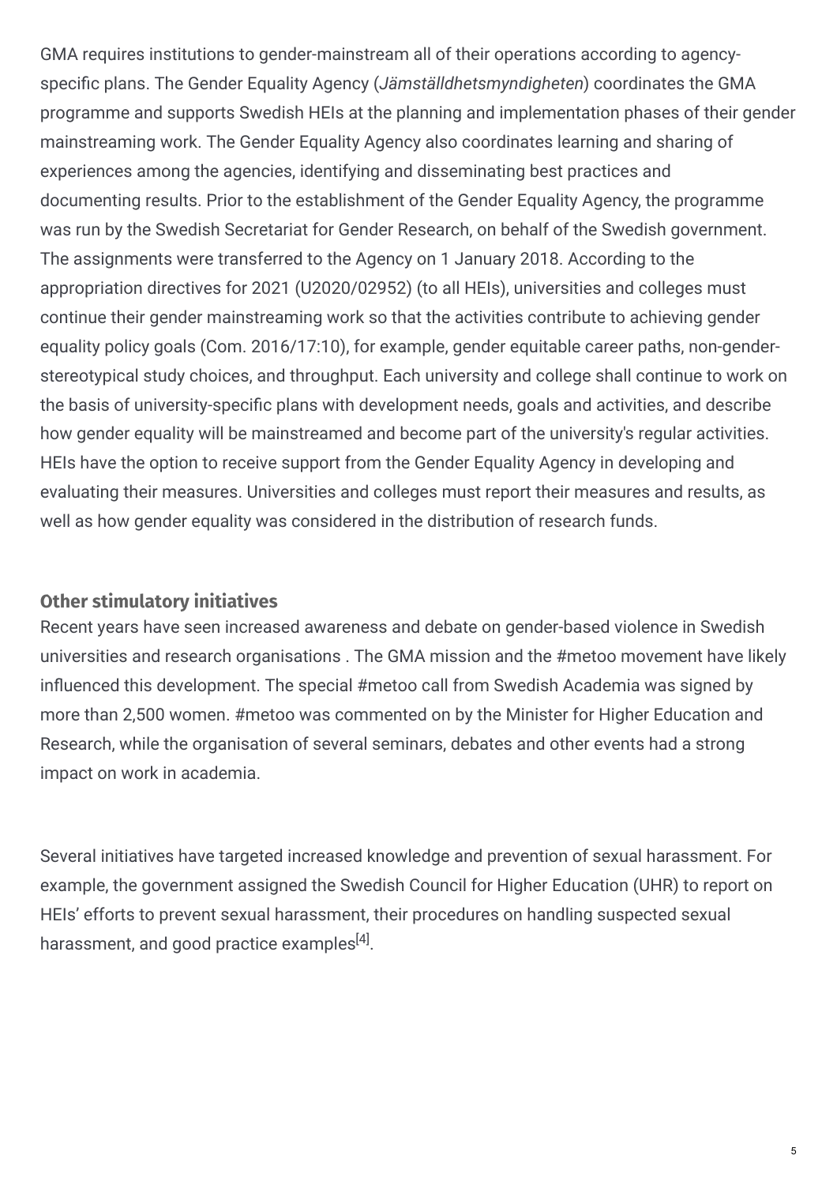GMA requires institutions to gender-mainstream all of their operations according to agency-specific plans. The Gender Equality Agency (*Jämställdhetsmyndigheten*) coordinates the GMA programme and supports Swedish HEIs at the planning and implementation phases of their gender mainstreaming work. The Gender Equality Agency also coordinates learning and sharing of experiences among the agencies, identifying and disseminating best practices and documenting results. Prior to the establishment of the Gender Equality Agency, the programme was run by the Swedish Secretariat for Gender Research, on behalf of the Swedish government. The assignments were transferred to the Agency on 1 January 2018. According to the appropriation directives for 2021 (U2020/02952) (to all HEIs), universities and colleges must continue their gender mainstreaming work so that the activities contribute to achieving gender equality policy goals (Com. 2016/17:10), for example, gender equitable career paths, non-gender-stereotypical study choices, and throughput. Each university and college shall continue to work on the basis of university-specific plans with development needs, goals and activities, and describe how gender equality will be mainstreamed and become part of the university's regular activities. HEIs have the option to receive support from the Gender Equality Agency in developing and evaluating their measures. Universities and colleges must report their measures and results, as well as how gender equality was considered in the distribution of research funds.

### Other stimulatory initiatives

Recent years have seen increased awareness and debate on gender-based violence in Swedish universities and research organisations . The GMA mission and the #metoo movement have likely influenced this development. The special #metoo call from Swedish Academia was signed by more than 2,500 women. #metoo was commented on by the Minister for Higher Education and Research, while the organisation of several seminars, debates and other events had a strong impact on work in academia.

Several initiatives have targeted increased knowledge and prevention of sexual harassment. For example, the government assigned the Swedish Council for Higher Education (UHR) to report on HEIs' efforts to prevent sexual harassment, their procedures on handling suspected sexual harassment, and good practice examples[4].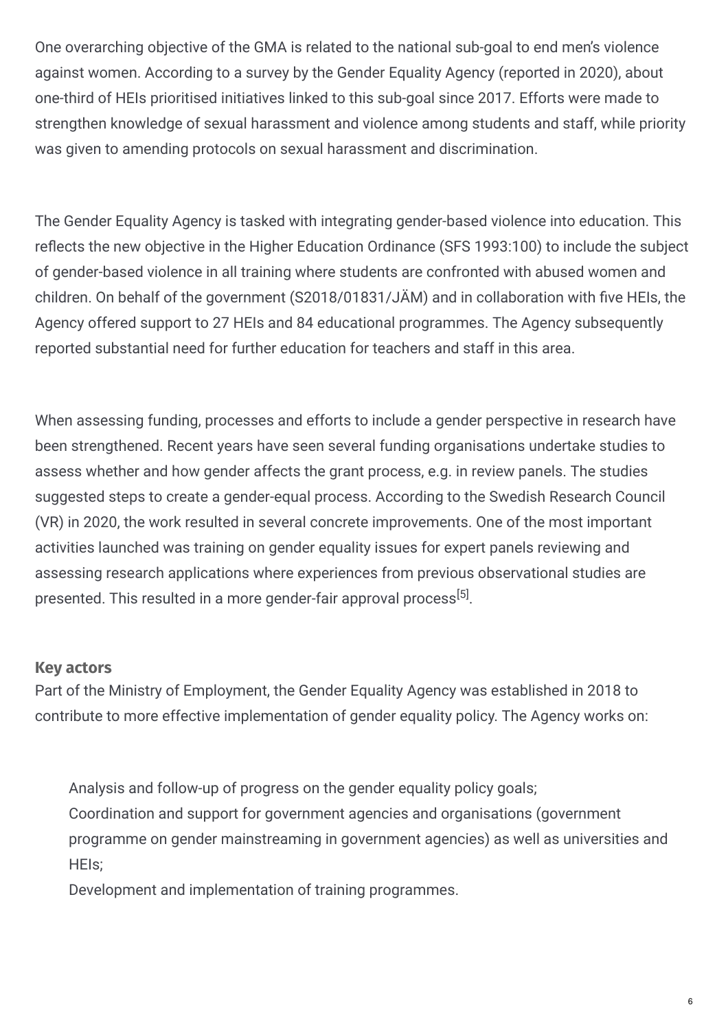One overarching objective of the GMA is related to the national sub-goal to end men's violence against women. According to a survey by the Gender Equality Agency (reported in 2020), about one-third of HEIs prioritised initiatives linked to this sub-goal since 2017. Efforts were made to strengthen knowledge of sexual harassment and violence among students and staff, while priority was given to amending protocols on sexual harassment and discrimination.

The Gender Equality Agency is tasked with integrating gender-based violence into education. This reflects the new objective in the Higher Education Ordinance (SFS 1993:100) to include the subject of gender-based violence in all training where students are confronted with abused women and children. On behalf of the government (S2018/01831/JÄM) and in collaboration with five HEIs, the Agency offered support to 27 HEIs and 84 educational programmes. The Agency subsequently reported substantial need for further education for teachers and staff in this area.

When assessing funding, processes and efforts to include a gender perspective in research have been strengthened. Recent years have seen several funding organisations undertake studies to assess whether and how gender affects the grant process, e.g. in review panels. The studies suggested steps to create a gender-equal process. According to the Swedish Research Council (VR) in 2020, the work resulted in several concrete improvements. One of the most important activities launched was training on gender equality issues for expert panels reviewing and assessing research applications where experiences from previous observational studies are presented. This resulted in a more gender-fair approval process[5].

**Key actors**

Part of the Ministry of Employment, the Gender Equality Agency was established in 2018 to contribute to more effective implementation of gender equality policy. The Agency works on:

- Analysis and follow-up of progress on the gender equality policy goals;
- Coordination and support for government agencies and organisations (government programme on gender mainstreaming in government agencies) as well as universities and HEIs;
- Development and implementation of training programmes.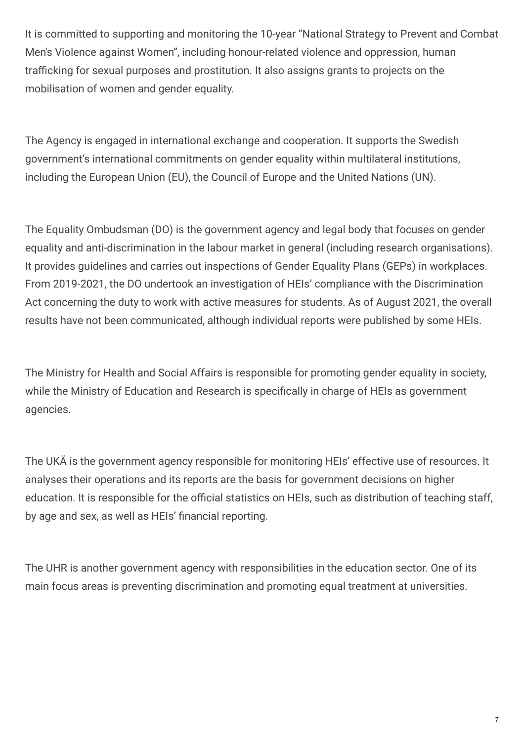It is committed to supporting and monitoring the 10-year “National Strategy to Prevent and Combat Men's Violence against Women”, including honour-related violence and oppression, human trafficking for sexual purposes and prostitution. It also assigns grants to projects on the mobilisation of women and gender equality.

The Agency is engaged in international exchange and cooperation. It supports the Swedish government’s international commitments on gender equality within multilateral institutions, including the European Union (EU), the Council of Europe and the United Nations (UN).

The Equality Ombudsman (DO) is the government agency and legal body that focuses on gender equality and anti-discrimination in the labour market in general (including research organisations). It provides guidelines and carries out inspections of Gender Equality Plans (GEPs) in workplaces. From 2019-2021, the DO undertook an investigation of HEIs’ compliance with the Discrimination Act concerning the duty to work with active measures for students. As of August 2021, the overall results have not been communicated, although individual reports were published by some HEIs.

The Ministry for Health and Social Affairs is responsible for promoting gender equality in society, while the Ministry of Education and Research is specifically in charge of HEIs as government agencies.

The UKÄ is the government agency responsible for monitoring HEIs’ effective use of resources. It analyses their operations and its reports are the basis for government decisions on higher education. It is responsible for the official statistics on HEIs, such as distribution of teaching staff, by age and sex, as well as HEIs’ financial reporting.

The UHR is another government agency with responsibilities in the education sector. One of its main focus areas is preventing discrimination and promoting equal treatment at universities.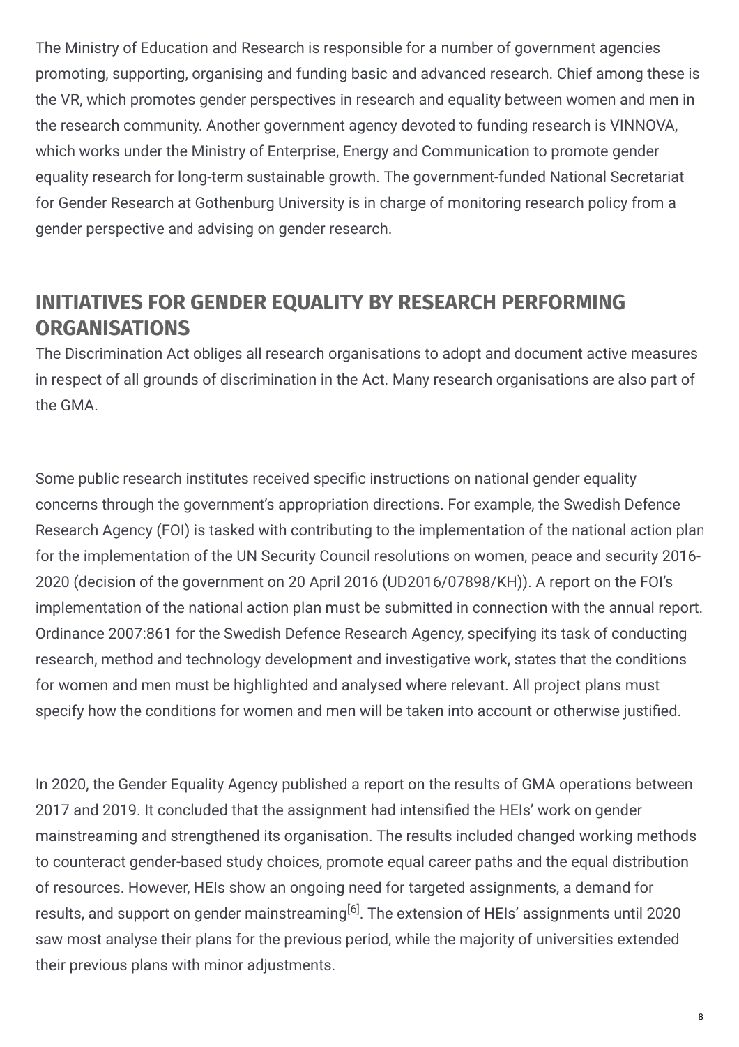The Ministry of Education and Research is responsible for a number of government agencies promoting, supporting, organising and funding basic and advanced research. Chief among these is the VR, which promotes gender perspectives in research and equality between women and men in the research community. Another government agency devoted to funding research is VINNOVA, which works under the Ministry of Enterprise, Energy and Communication to promote gender equality research for long-term sustainable growth. The government-funded National Secretariat for Gender Research at Gothenburg University is in charge of monitoring research policy from a gender perspective and advising on gender research.

## INITIATIVES FOR GENDER EQUALITY BY RESEARCH PERFORMING ORGANISATIONS

The Discrimination Act obliges all research organisations to adopt and document active measures in respect of all grounds of discrimination in the Act. Many research organisations are also part of the GMA.

Some public research institutes received specific instructions on national gender equality concerns through the government's appropriation directions. For example, the Swedish Defence Research Agency (FOI) is tasked with contributing to the implementation of the national action plan for the implementation of the UN Security Council resolutions on women, peace and security 2016-2020 (decision of the government on 20 April 2016 (UD2016/07898/KH)). A report on the FOI's implementation of the national action plan must be submitted in connection with the annual report. Ordinance 2007:861 for the Swedish Defence Research Agency, specifying its task of conducting research, method and technology development and investigative work, states that the conditions for women and men must be highlighted and analysed where relevant. All project plans must specify how the conditions for women and men will be taken into account or otherwise justified.

In 2020, the Gender Equality Agency published a report on the results of GMA operations between 2017 and 2019. It concluded that the assignment had intensified the HEIs' work on gender mainstreaming and strengthened its organisation. The results included changed working methods to counteract gender-based study choices, promote equal career paths and the equal distribution of resources. However, HEIs show an ongoing need for targeted assignments, a demand for results, and support on gender mainstreaming[6]. The extension of HEIs' assignments until 2020 saw most analyse their plans for the previous period, while the majority of universities extended their previous plans with minor adjustments.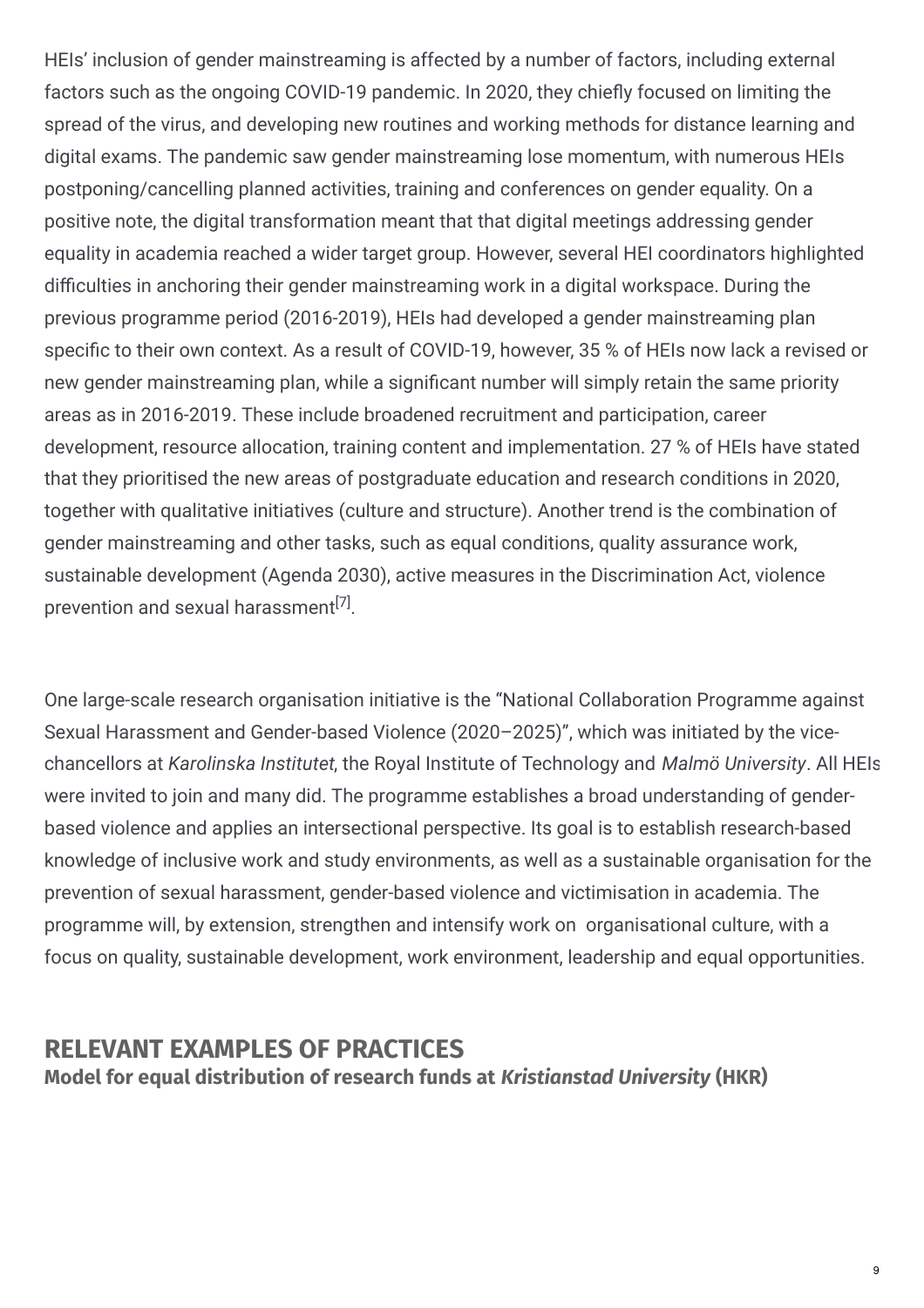HEIs' inclusion of gender mainstreaming is affected by a number of factors, including external factors such as the ongoing COVID-19 pandemic. In 2020, they chiefly focused on limiting the spread of the virus, and developing new routines and working methods for distance learning and digital exams. The pandemic saw gender mainstreaming lose momentum, with numerous HEIs postponing/cancelling planned activities, training and conferences on gender equality. On a positive note, the digital transformation meant that that digital meetings addressing gender equality in academia reached a wider target group. However, several HEI coordinators highlighted difficulties in anchoring their gender mainstreaming work in a digital workspace. During the previous programme period (2016-2019), HEIs had developed a gender mainstreaming plan specific to their own context. As a result of COVID-19, however, 35 % of HEIs now lack a revised or new gender mainstreaming plan, while a significant number will simply retain the same priority areas as in 2016-2019. These include broadened recruitment and participation, career development, resource allocation, training content and implementation. 27 % of HEIs have stated that they prioritised the new areas of postgraduate education and research conditions in 2020, together with qualitative initiatives (culture and structure). Another trend is the combination of gender mainstreaming and other tasks, such as equal conditions, quality assurance work, sustainable development (Agenda 2030), active measures in the Discrimination Act, violence prevention and sexual harassment[7].

One large-scale research organisation initiative is the "National Collaboration Programme against Sexual Harassment and Gender-based Violence (2020–2025)", which was initiated by the vice-chancellors at *Karolinska Institutet*, the Royal Institute of Technology and *Malmö University*. All HEIs were invited to join and many did. The programme establishes a broad understanding of gender-based violence and applies an intersectional perspective. Its goal is to establish research-based knowledge of inclusive work and study environments, as well as a sustainable organisation for the prevention of sexual harassment, gender-based violence and victimisation in academia. The programme will, by extension, strengthen and intensify work on organisational culture, with a focus on quality, sustainable development, work environment, leadership and equal opportunities.

## RELEVANT EXAMPLES OF PRACTICES

### Model for equal distribution of research funds at *Kristianstad University* (HKR)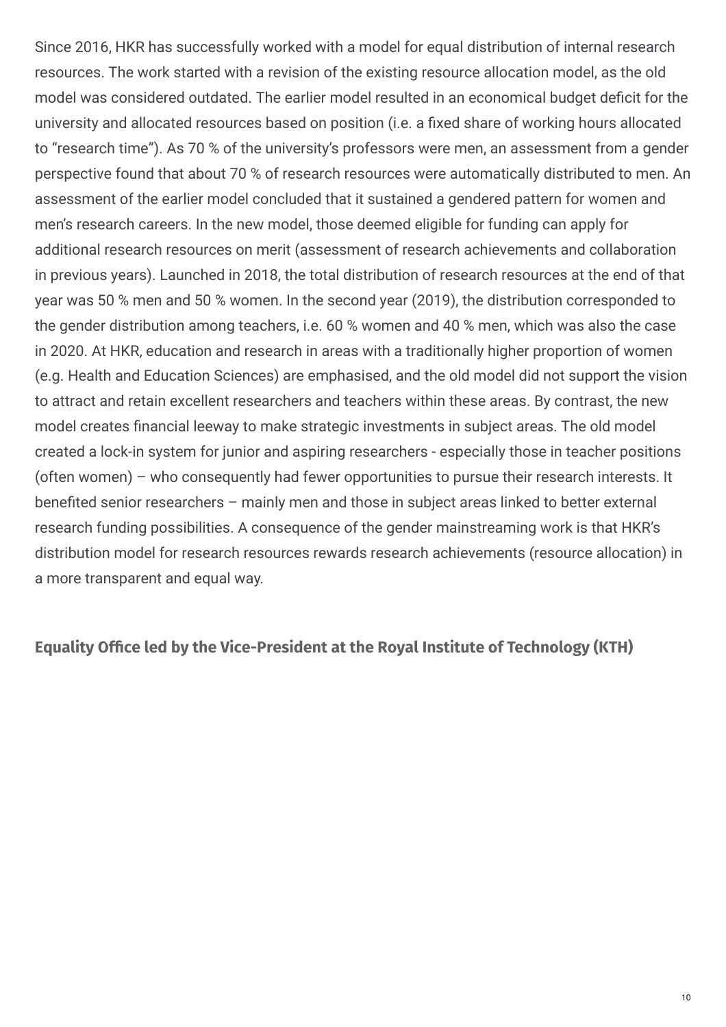Since 2016, HKR has successfully worked with a model for equal distribution of internal research resources. The work started with a revision of the existing resource allocation model, as the old model was considered outdated. The earlier model resulted in an economical budget deficit for the university and allocated resources based on position (i.e. a fixed share of working hours allocated to "research time"). As 70 % of the university's professors were men, an assessment from a gender perspective found that about 70 % of research resources were automatically distributed to men. An assessment of the earlier model concluded that it sustained a gendered pattern for women and men's research careers. In the new model, those deemed eligible for funding can apply for additional research resources on merit (assessment of research achievements and collaboration in previous years). Launched in 2018, the total distribution of research resources at the end of that year was 50 % men and 50 % women. In the second year (2019), the distribution corresponded to the gender distribution among teachers, i.e. 60 % women and 40 % men, which was also the case in 2020. At HKR, education and research in areas with a traditionally higher proportion of women (e.g. Health and Education Sciences) are emphasised, and the old model did not support the vision to attract and retain excellent researchers and teachers within these areas. By contrast, the new model creates financial leeway to make strategic investments in subject areas. The old model created a lock-in system for junior and aspiring researchers - especially those in teacher positions (often women) – who consequently had fewer opportunities to pursue their research interests. It benefited senior researchers – mainly men and those in subject areas linked to better external research funding possibilities. A consequence of the gender mainstreaming work is that HKR's distribution model for research resources rewards research achievements (resource allocation) in a more transparent and equal way.

### Equality Office led by the Vice-President at the Royal Institute of Technology (KTH)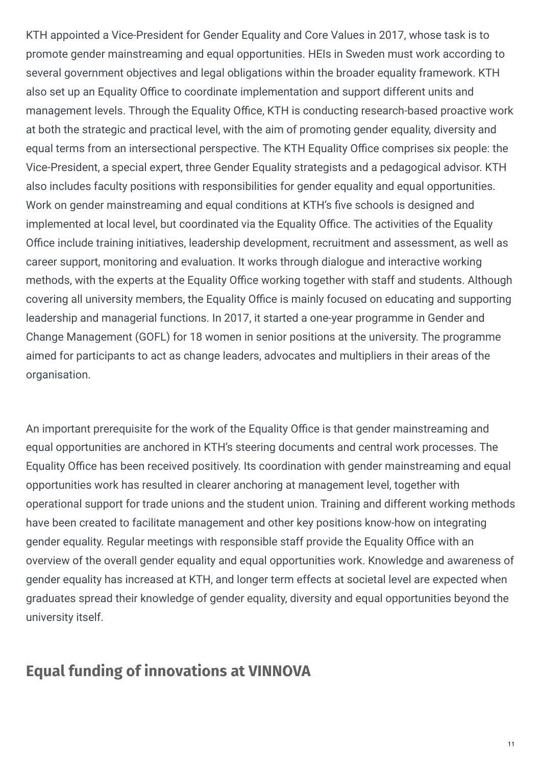KTH appointed a Vice-President for Gender Equality and Core Values in 2017, whose task is to promote gender mainstreaming and equal opportunities. HEIs in Sweden must work according to several government objectives and legal obligations within the broader equality framework. KTH also set up an Equality Office to coordinate implementation and support different units and management levels. Through the Equality Office, KTH is conducting research-based proactive work at both the strategic and practical level, with the aim of promoting gender equality, diversity and equal terms from an intersectional perspective. The KTH Equality Office comprises six people: the Vice-President, a special expert, three Gender Equality strategists and a pedagogical advisor. KTH also includes faculty positions with responsibilities for gender equality and equal opportunities. Work on gender mainstreaming and equal conditions at KTH's five schools is designed and implemented at local level, but coordinated via the Equality Office. The activities of the Equality Office include training initiatives, leadership development, recruitment and assessment, as well as career support, monitoring and evaluation. It works through dialogue and interactive working methods, with the experts at the Equality Office working together with staff and students. Although covering all university members, the Equality Office is mainly focused on educating and supporting leadership and managerial functions. In 2017, it started a one-year programme in Gender and Change Management (GOFL) for 18 women in senior positions at the university. The programme aimed for participants to act as change leaders, advocates and multipliers in their areas of the organisation.

An important prerequisite for the work of the Equality Office is that gender mainstreaming and equal opportunities are anchored in KTH's steering documents and central work processes. The Equality Office has been received positively. Its coordination with gender mainstreaming and equal opportunities work has resulted in clearer anchoring at management level, together with operational support for trade unions and the student union. Training and different working methods have been created to facilitate management and other key positions know-how on integrating gender equality. Regular meetings with responsible staff provide the Equality Office with an overview of the overall gender equality and equal opportunities work. Knowledge and awareness of gender equality has increased at KTH, and longer term effects at societal level are expected when graduates spread their knowledge of gender equality, diversity and equal opportunities beyond the university itself.

## Equal funding of innovations at VINNOVA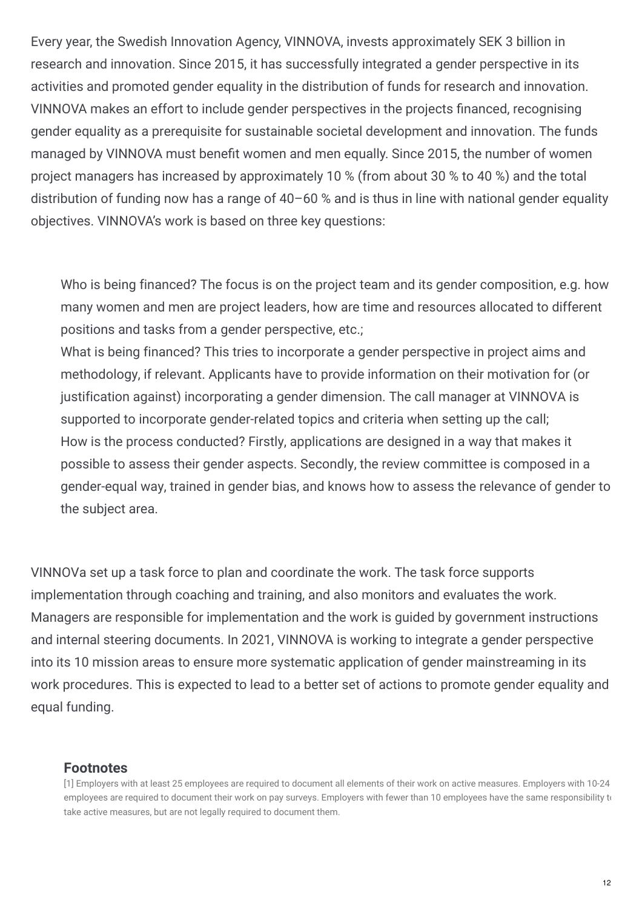Every year, the Swedish Innovation Agency, VINNOVA, invests approximately SEK 3 billion in research and innovation. Since 2015, it has successfully integrated a gender perspective in its activities and promoted gender equality in the distribution of funds for research and innovation. VINNOVA makes an effort to include gender perspectives in the projects financed, recognising gender equality as a prerequisite for sustainable societal development and innovation. The funds managed by VINNOVA must benefit women and men equally. Since 2015, the number of women project managers has increased by approximately 10 % (from about 30 % to 40 %) and the total distribution of funding now has a range of 40–60 % and is thus in line with national gender equality objectives. VINNOVA's work is based on three key questions:

- Who is being financed? The focus is on the project team and its gender composition, e.g. how many women and men are project leaders, how are time and resources allocated to different positions and tasks from a gender perspective, etc.;
- What is being financed? This tries to incorporate a gender perspective in project aims and methodology, if relevant. Applicants have to provide information on their motivation for (or justification against) incorporating a gender dimension. The call manager at VINNOVA is supported to incorporate gender-related topics and criteria when setting up the call;
- How is the process conducted? Firstly, applications are designed in a way that makes it possible to assess their gender aspects. Secondly, the review committee is composed in a gender-equal way, trained in gender bias, and knows how to assess the relevance of gender to the subject area.

VINNOVa set up a task force to plan and coordinate the work. The task force supports implementation through coaching and training, and also monitors and evaluates the work. Managers are responsible for implementation and the work is guided by government instructions and internal steering documents. In 2021, VINNOVA is working to integrate a gender perspective into its 10 mission areas to ensure more systematic application of gender mainstreaming in its work procedures. This is expected to lead to a better set of actions to promote gender equality and equal funding.

#### Footnotes

[1] Employers with at least 25 employees are required to document all elements of their work on active measures. Employers with 10-24 employees are required to document their work on pay surveys. Employers with fewer than 10 employees have the same responsibility to take active measures, but are not legally required to document them.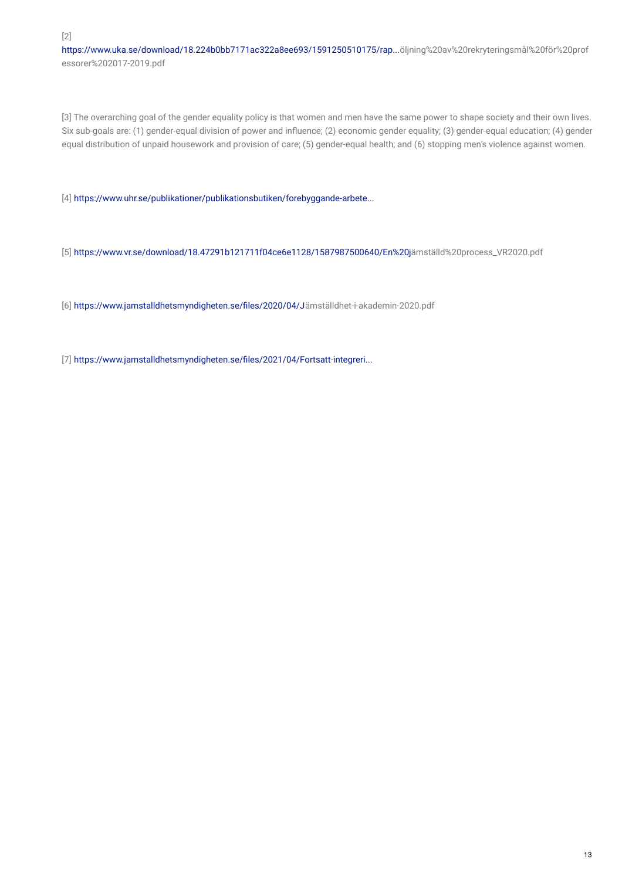[2]
https://www.uka.se/download/18.224b0bb7171ac322a8ee693/1591250510175/rap...öljning%20av%20rekryteringsmål%20för%20professorer%202017-2019.pdf

[3] The overarching goal of the gender equality policy is that women and men have the same power to shape society and their own lives. Six sub-goals are: (1) gender-equal division of power and influence; (2) economic gender equality; (3) gender-equal education; (4) gender equal distribution of unpaid housework and provision of care; (5) gender-equal health; and (6) stopping men's violence against women.

[4] https://www.uhr.se/publikationer/publikationsbutiken/forebyggande-arbete...

[5] https://www.vr.se/download/18.47291b121711f04ce6e1128/1587987500640/En%20jämställd%20process_VR2020.pdf

[6] https://www.jamstalldhetsmyndigheten.se/files/2020/04/Jämställdhet-i-akademin-2020.pdf

[7] https://www.jamstalldhetsmyndigheten.se/files/2021/04/Fortsatt-integreri...